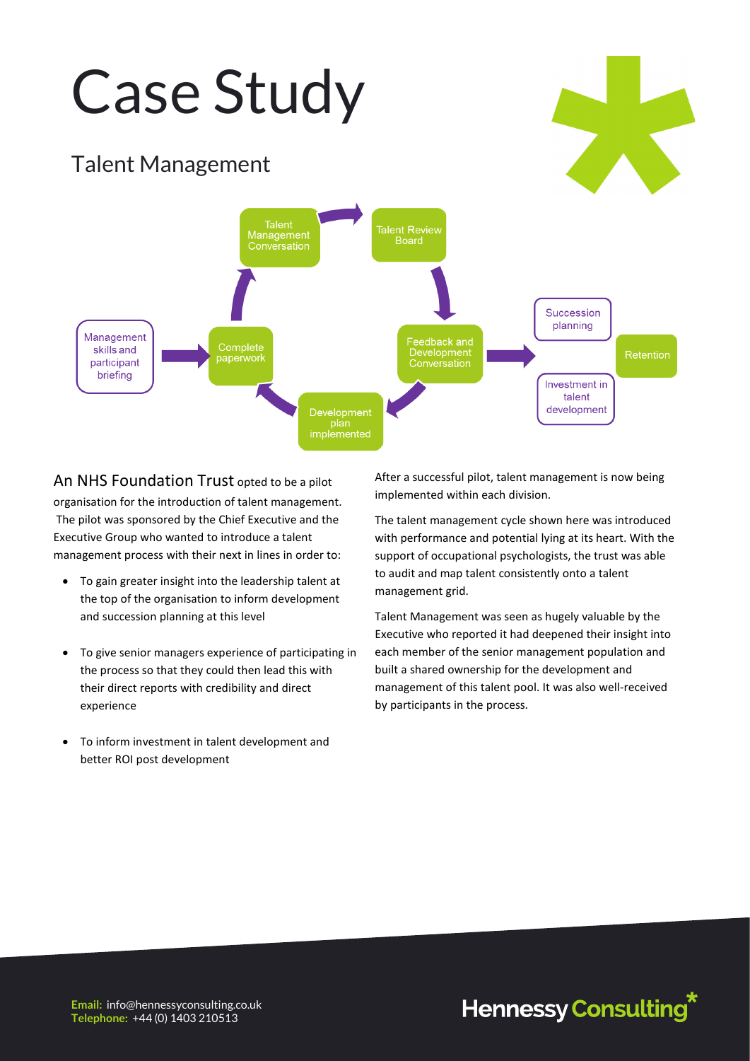# Case Study

## Talent Management

Management skills and participant briefing → Complete paperwork → Talent Management Conversation → Talent Review Board → Feedback and Development Conversation → Development plan implemented → Complete paperwork

Feedback and Development Conversation → Succession planning, Retention, Investment in talent development

An NHS Foundation Trust opted to be a pilot organisation for the introduction of talent management. The pilot was sponsored by the Chief Executive and the Executive Group who wanted to introduce a talent management process with their next in lines in order to:

- To gain greater insight into the leadership talent at the top of the organisation to inform development and succession planning at this level
- To give senior managers experience of participating in the process so that they could then lead this with their direct reports with credibility and direct experience
- To inform investment in talent development and better ROI post development

After a successful pilot, talent management is now being implemented within each division.

The talent management cycle shown here was introduced with performance and potential lying at its heart. With the support of occupational psychologists, the trust was able to audit and map talent consistently onto a talent management grid.

Talent Management was seen as hugely valuable by the Executive who reported it had deepened their insight into each member of the senior management population and built a shared ownership for the development and management of this talent pool. It was also well-received by participants in the process.

**Email:** info@hennessyconsulting.co.uk
**Telephone:** +44 (0) 1403 210513

Hennessy Consulting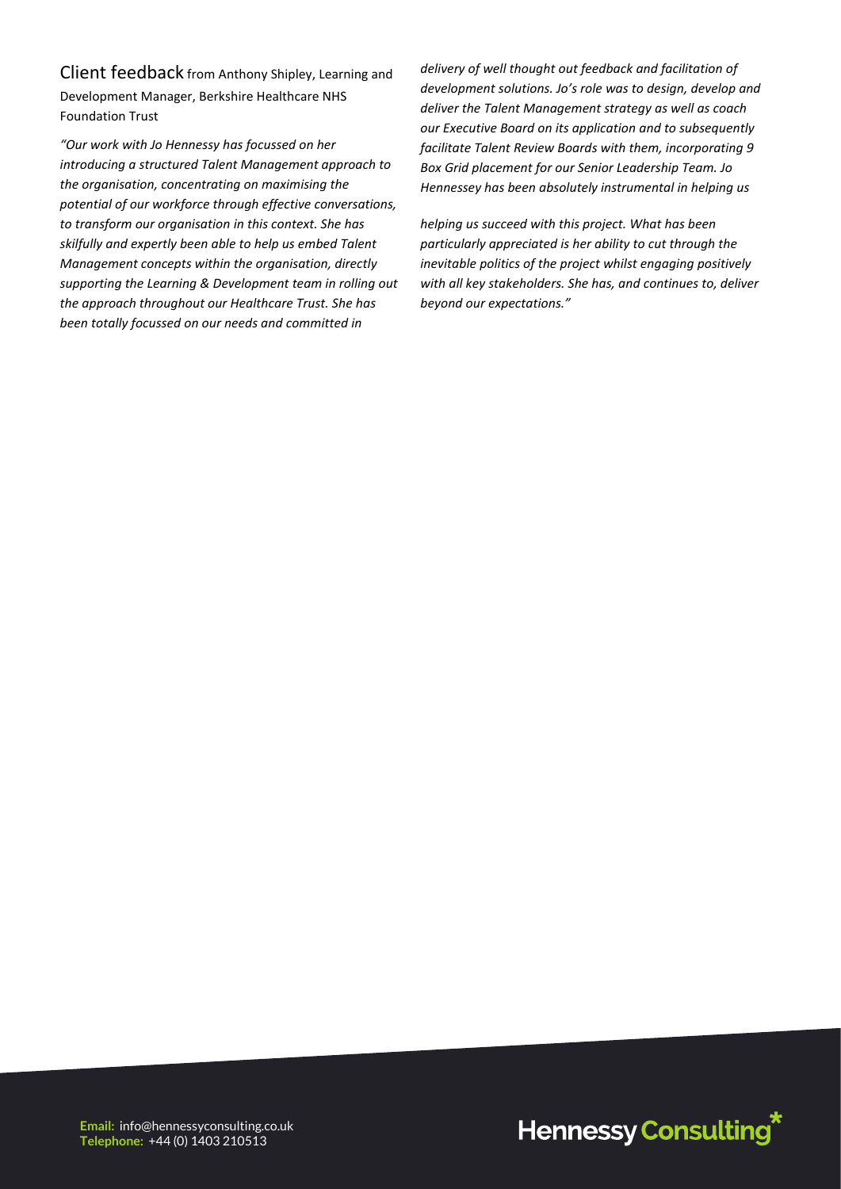Client feedback from Anthony Shipley, Learning and Development Manager, Berkshire Healthcare NHS Foundation Trust

*"Our work with Jo Hennessy has focussed on her introducing a structured Talent Management approach to the organisation, concentrating on maximising the potential of our workforce through effective conversations, to transform our organisation in this context. She has skilfully and expertly been able to help us embed Talent Management concepts within the organisation, directly supporting the Learning & Development team in rolling out the approach throughout our Healthcare Trust. She has been totally focussed on our needs and committed in delivery of well thought out feedback and facilitation of development solutions. Jo's role was to design, develop and deliver the Talent Management strategy as well as coach our Executive Board on its application and to subsequently facilitate Talent Review Boards with them, incorporating 9 Box Grid placement for our Senior Leadership Team. Jo Hennessey has been absolutely instrumental in helping us*

*helping us succeed with this project. What has been particularly appreciated is her ability to cut through the inevitable politics of the project whilst engaging positively with all key stakeholders. She has, and continues to, deliver beyond our expectations."*

**Email:** info@hennessyconsulting.co.uk
**Telephone:** +44 (0) 1403 210513

Hennessy Consulting*